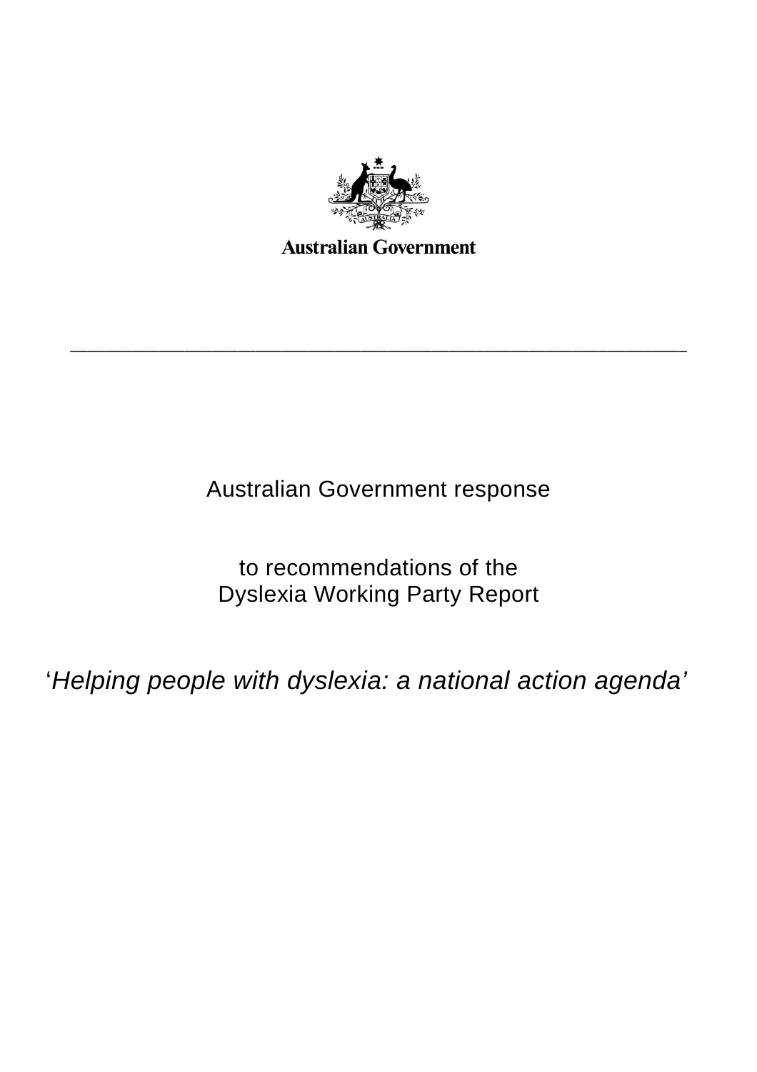Australian Government

---

# Australian Government response

## to recommendations of the Dyslexia Working Party Report

## '*Helping people with dyslexia: a national action agenda*'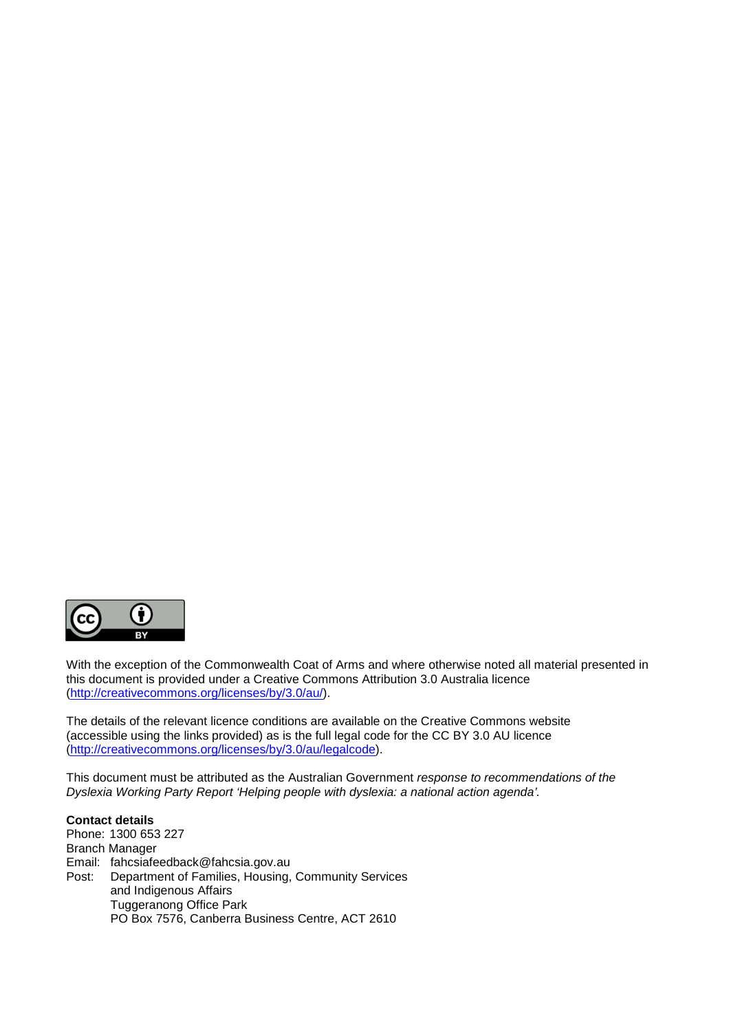With the exception of the Commonwealth Coat of Arms and where otherwise noted all material presented in this document is provided under a Creative Commons Attribution 3.0 Australia licence (http://creativecommons.org/licenses/by/3.0/au/).

The details of the relevant licence conditions are available on the Creative Commons website (accessible using the links provided) as is the full legal code for the CC BY 3.0 AU licence (http://creativecommons.org/licenses/by/3.0/au/legalcode).

This document must be attributed as the Australian Government *response to recommendations of the Dyslexia Working Party Report 'Helping people with dyslexia: a national action agenda'.*

**Contact details**
Phone: 1300 653 227
Branch Manager
Email: fahcsiafeedback@fahcsia.gov.au
Post: Department of Families, Housing, Community Services and Indigenous Affairs
Tuggeranong Office Park
PO Box 7576, Canberra Business Centre, ACT 2610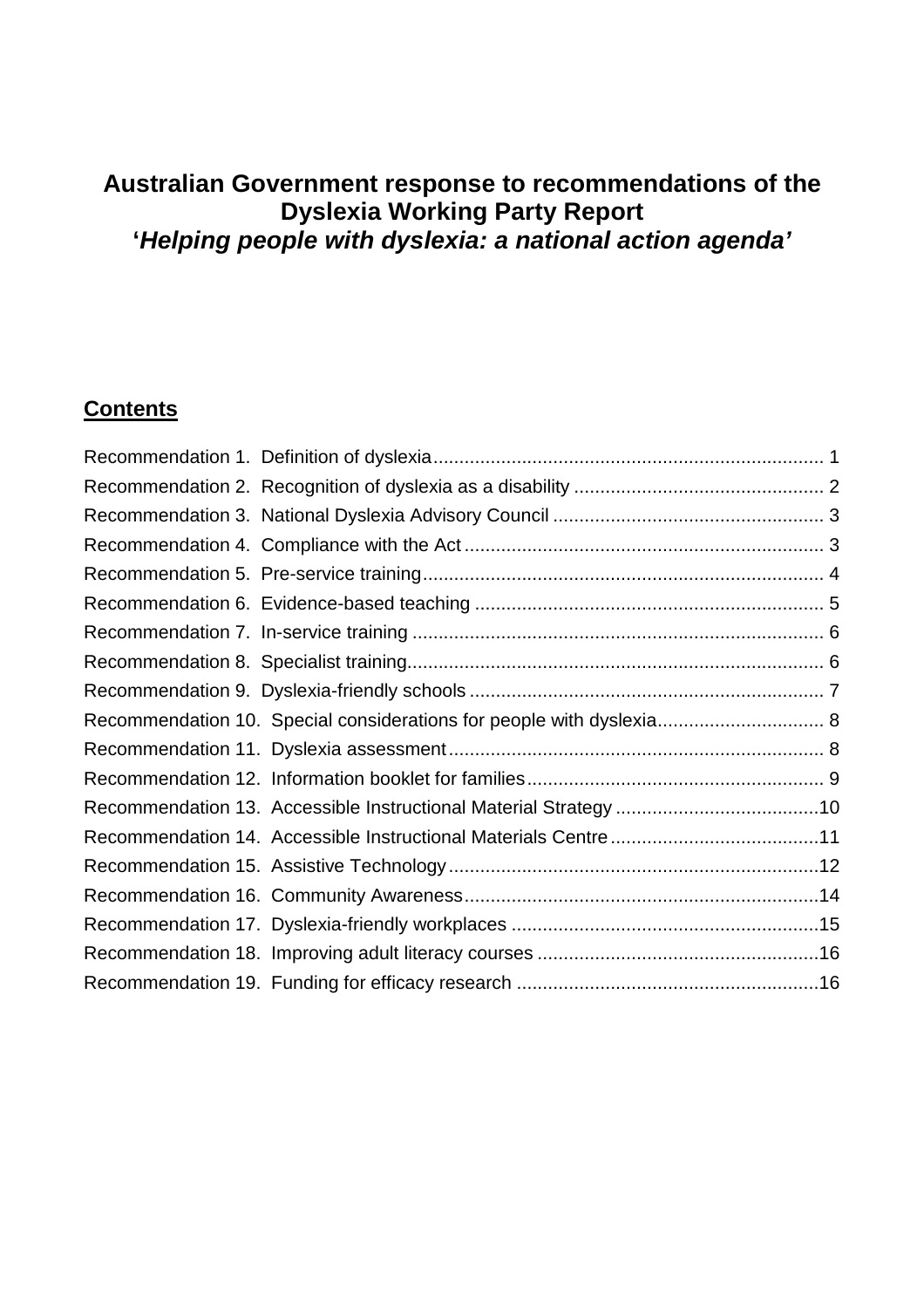# Australian Government response to recommendations of the Dyslexia Working Party Report

# '*Helping people with dyslexia: a national action agenda*'

## Contents

Recommendation 1. Definition of dyslexia ........................................................................... 1
Recommendation 2. Recognition of dyslexia as a disability ................................................ 2
Recommendation 3. National Dyslexia Advisory Council .................................................... 3
Recommendation 4. Compliance with the Act ..................................................................... 3
Recommendation 5. Pre-service training ............................................................................. 4
Recommendation 6. Evidence-based teaching ................................................................... 5
Recommendation 7. In-service training ............................................................................... 6
Recommendation 8. Specialist training ................................................................................ 6
Recommendation 9. Dyslexia-friendly schools .................................................................... 7
Recommendation 10. Special considerations for people with dyslexia ................................ 8
Recommendation 11. Dyslexia assessment ........................................................................ 8
Recommendation 12. Information booklet for families ......................................................... 9
Recommendation 13. Accessible Instructional Material Strategy .......................................10
Recommendation 14. Accessible Instructional Materials Centre ........................................11
Recommendation 15. Assistive Technology .......................................................................12
Recommendation 16. Community Awareness ....................................................................14
Recommendation 17. Dyslexia-friendly workplaces ...........................................................15
Recommendation 18. Improving adult literacy courses ......................................................16
Recommendation 19. Funding for efficacy research ..........................................................16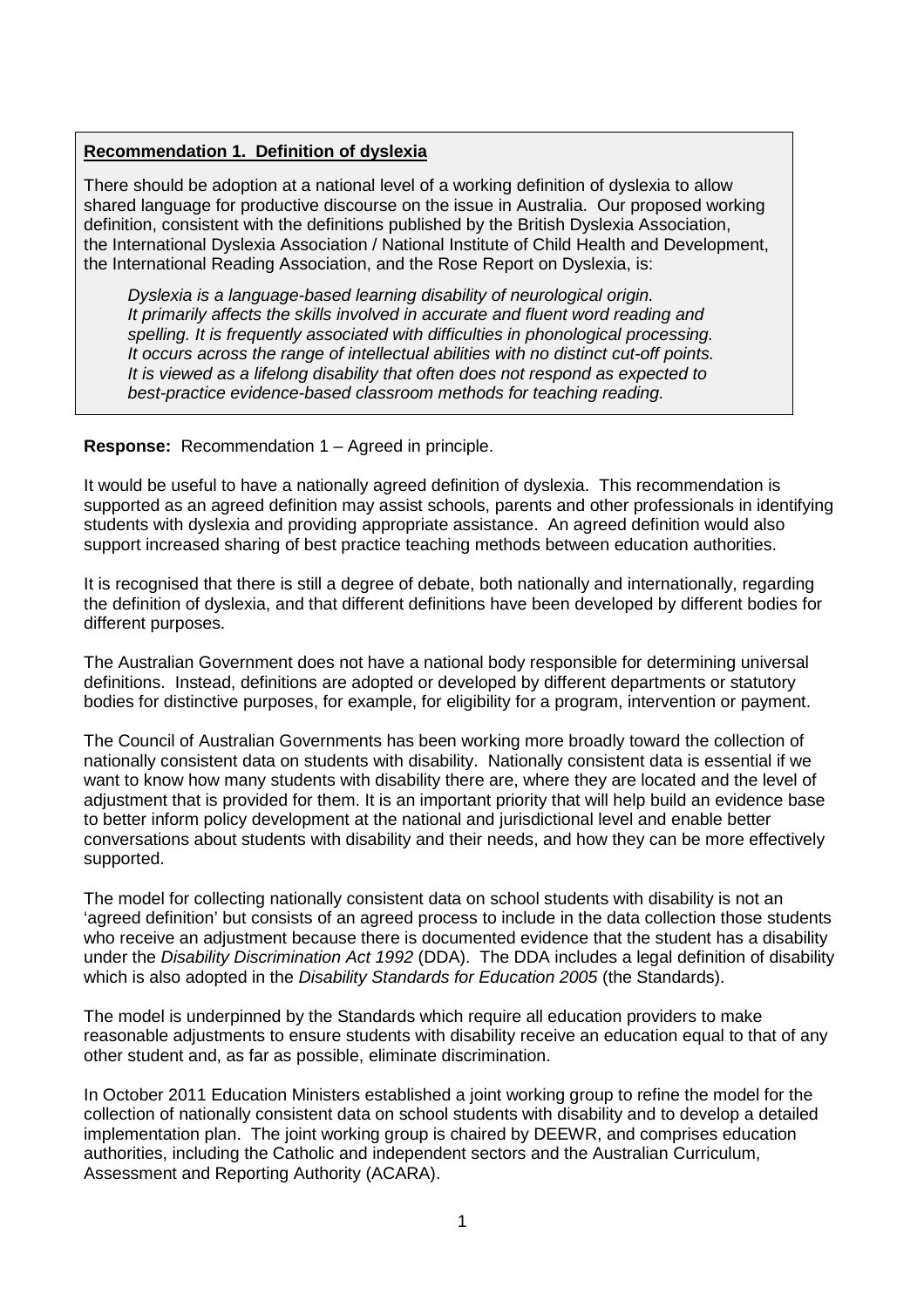**Recommendation 1. Definition of dyslexia**

There should be adoption at a national level of a working definition of dyslexia to allow shared language for productive discourse on the issue in Australia. Our proposed working definition, consistent with the definitions published by the British Dyslexia Association, the International Dyslexia Association / National Institute of Child Health and Development, the International Reading Association, and the Rose Report on Dyslexia, is:

> *Dyslexia is a language-based learning disability of neurological origin. It primarily affects the skills involved in accurate and fluent word reading and spelling. It is frequently associated with difficulties in phonological processing. It occurs across the range of intellectual abilities with no distinct cut-off points. It is viewed as a lifelong disability that often does not respond as expected to best-practice evidence-based classroom methods for teaching reading.*

**Response:** Recommendation 1 – Agreed in principle.

It would be useful to have a nationally agreed definition of dyslexia. This recommendation is supported as an agreed definition may assist schools, parents and other professionals in identifying students with dyslexia and providing appropriate assistance. An agreed definition would also support increased sharing of best practice teaching methods between education authorities.

It is recognised that there is still a degree of debate, both nationally and internationally, regarding the definition of dyslexia, and that different definitions have been developed by different bodies for different purposes.

The Australian Government does not have a national body responsible for determining universal definitions. Instead, definitions are adopted or developed by different departments or statutory bodies for distinctive purposes, for example, for eligibility for a program, intervention or payment.

The Council of Australian Governments has been working more broadly toward the collection of nationally consistent data on students with disability. Nationally consistent data is essential if we want to know how many students with disability there are, where they are located and the level of adjustment that is provided for them. It is an important priority that will help build an evidence base to better inform policy development at the national and jurisdictional level and enable better conversations about students with disability and their needs, and how they can be more effectively supported.

The model for collecting nationally consistent data on school students with disability is not an 'agreed definition' but consists of an agreed process to include in the data collection those students who receive an adjustment because there is documented evidence that the student has a disability under the *Disability Discrimination Act 1992* (DDA). The DDA includes a legal definition of disability which is also adopted in the *Disability Standards for Education 2005* (the Standards).

The model is underpinned by the Standards which require all education providers to make reasonable adjustments to ensure students with disability receive an education equal to that of any other student and, as far as possible, eliminate discrimination.

In October 2011 Education Ministers established a joint working group to refine the model for the collection of nationally consistent data on school students with disability and to develop a detailed implementation plan. The joint working group is chaired by DEEWR, and comprises education authorities, including the Catholic and independent sectors and the Australian Curriculum, Assessment and Reporting Authority (ACARA).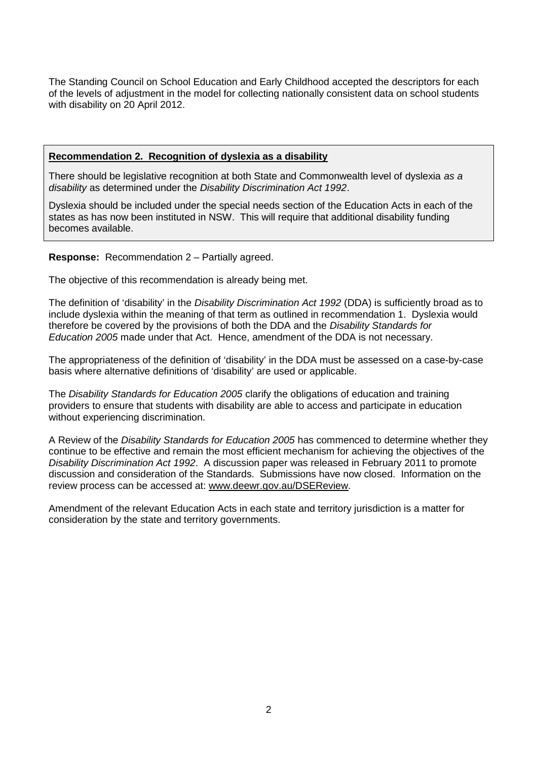The Standing Council on School Education and Early Childhood accepted the descriptors for each of the levels of adjustment in the model for collecting nationally consistent data on school students with disability on 20 April 2012.

**Recommendation 2. Recognition of dyslexia as a disability**

There should be legislative recognition at both State and Commonwealth level of dyslexia *as a disability* as determined under the *Disability Discrimination Act 1992*.

Dyslexia should be included under the special needs section of the Education Acts in each of the states as has now been instituted in NSW. This will require that additional disability funding becomes available.

**Response:** Recommendation 2 – Partially agreed.

The objective of this recommendation is already being met.

The definition of 'disability' in the *Disability Discrimination Act 1992* (DDA) is sufficiently broad as to include dyslexia within the meaning of that term as outlined in recommendation 1. Dyslexia would therefore be covered by the provisions of both the DDA and the *Disability Standards for Education 2005* made under that Act. Hence, amendment of the DDA is not necessary.

The appropriateness of the definition of 'disability' in the DDA must be assessed on a case-by-case basis where alternative definitions of 'disability' are used or applicable.

The *Disability Standards for Education 2005* clarify the obligations of education and training providers to ensure that students with disability are able to access and participate in education without experiencing discrimination.

A Review of the *Disability Standards for Education 2005* has commenced to determine whether they continue to be effective and remain the most efficient mechanism for achieving the objectives of the *Disability Discrimination Act 1992*. A discussion paper was released in February 2011 to promote discussion and consideration of the Standards. Submissions have now closed. Information on the review process can be accessed at: www.deewr.gov.au/DSEReview.

Amendment of the relevant Education Acts in each state and territory jurisdiction is a matter for consideration by the state and territory governments.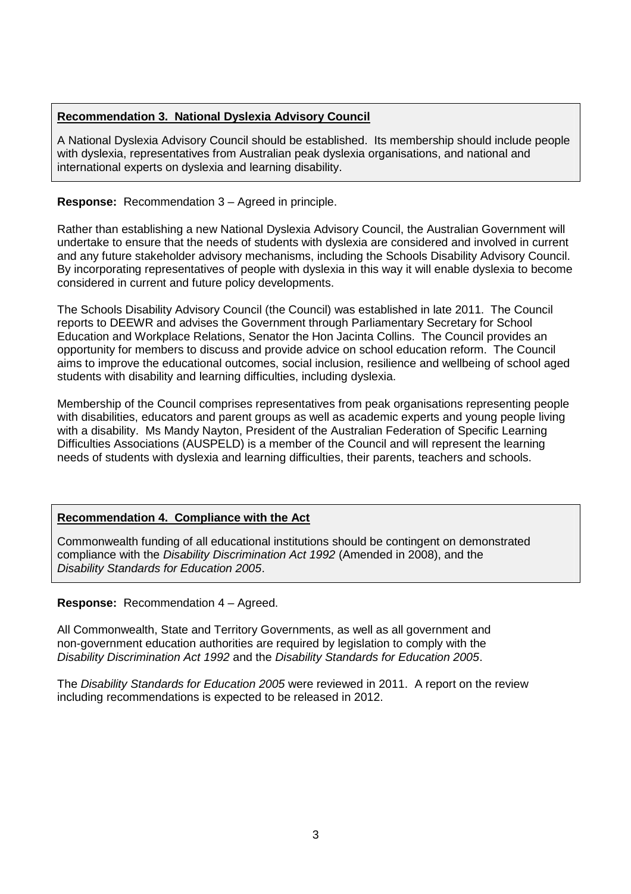**Recommendation 3. National Dyslexia Advisory Council**

A National Dyslexia Advisory Council should be established. Its membership should include people with dyslexia, representatives from Australian peak dyslexia organisations, and national and international experts on dyslexia and learning disability.

**Response:** Recommendation 3 – Agreed in principle.

Rather than establishing a new National Dyslexia Advisory Council, the Australian Government will undertake to ensure that the needs of students with dyslexia are considered and involved in current and any future stakeholder advisory mechanisms, including the Schools Disability Advisory Council. By incorporating representatives of people with dyslexia in this way it will enable dyslexia to become considered in current and future policy developments.

The Schools Disability Advisory Council (the Council) was established in late 2011. The Council reports to DEEWR and advises the Government through Parliamentary Secretary for School Education and Workplace Relations, Senator the Hon Jacinta Collins. The Council provides an opportunity for members to discuss and provide advice on school education reform. The Council aims to improve the educational outcomes, social inclusion, resilience and wellbeing of school aged students with disability and learning difficulties, including dyslexia.

Membership of the Council comprises representatives from peak organisations representing people with disabilities, educators and parent groups as well as academic experts and young people living with a disability. Ms Mandy Nayton, President of the Australian Federation of Specific Learning Difficulties Associations (AUSPELD) is a member of the Council and will represent the learning needs of students with dyslexia and learning difficulties, their parents, teachers and schools.

**Recommendation 4. Compliance with the Act**

Commonwealth funding of all educational institutions should be contingent on demonstrated compliance with the *Disability Discrimination Act 1992* (Amended in 2008), and the *Disability Standards for Education 2005*.

**Response:** Recommendation 4 – Agreed.

All Commonwealth, State and Territory Governments, as well as all government and non-government education authorities are required by legislation to comply with the *Disability Discrimination Act 1992* and the *Disability Standards for Education 2005*.

The *Disability Standards for Education 2005* were reviewed in 2011. A report on the review including recommendations is expected to be released in 2012.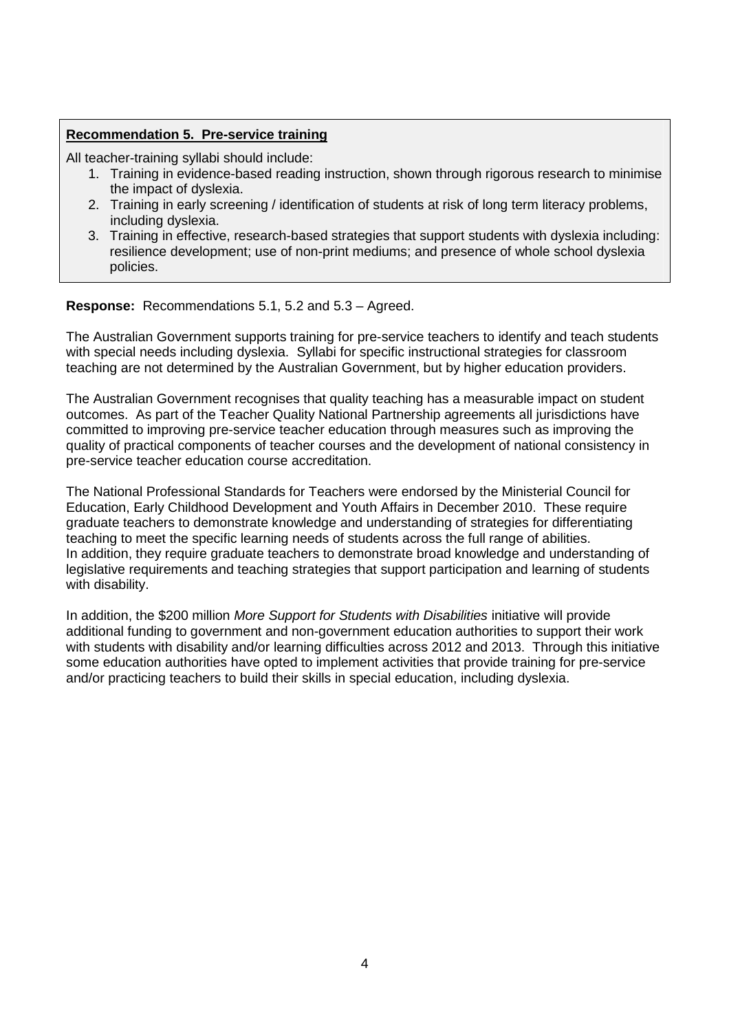**Recommendation 5. Pre-service training**

All teacher-training syllabi should include:

1. Training in evidence-based reading instruction, shown through rigorous research to minimise the impact of dyslexia.
2. Training in early screening / identification of students at risk of long term literacy problems, including dyslexia.
3. Training in effective, research-based strategies that support students with dyslexia including: resilience development; use of non-print mediums; and presence of whole school dyslexia policies.

**Response:** Recommendations 5.1, 5.2 and 5.3 – Agreed.

The Australian Government supports training for pre-service teachers to identify and teach students with special needs including dyslexia. Syllabi for specific instructional strategies for classroom teaching are not determined by the Australian Government, but by higher education providers.

The Australian Government recognises that quality teaching has a measurable impact on student outcomes. As part of the Teacher Quality National Partnership agreements all jurisdictions have committed to improving pre-service teacher education through measures such as improving the quality of practical components of teacher courses and the development of national consistency in pre-service teacher education course accreditation.

The National Professional Standards for Teachers were endorsed by the Ministerial Council for Education, Early Childhood Development and Youth Affairs in December 2010. These require graduate teachers to demonstrate knowledge and understanding of strategies for differentiating teaching to meet the specific learning needs of students across the full range of abilities. In addition, they require graduate teachers to demonstrate broad knowledge and understanding of legislative requirements and teaching strategies that support participation and learning of students with disability.

In addition, the $200 million *More Support for Students with Disabilities* initiative will provide additional funding to government and non-government education authorities to support their work with students with disability and/or learning difficulties across 2012 and 2013. Through this initiative some education authorities have opted to implement activities that provide training for pre-service and/or practicing teachers to build their skills in special education, including dyslexia.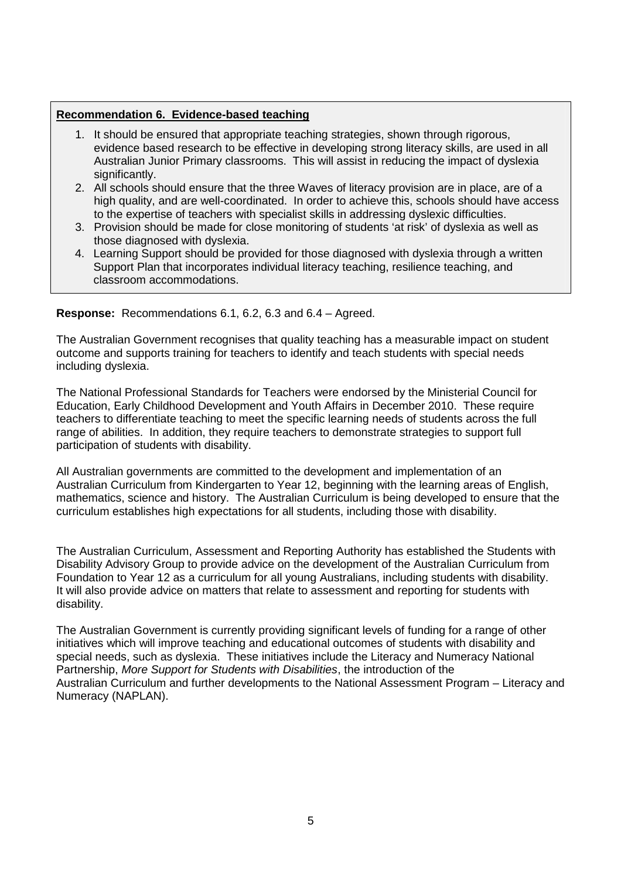**Recommendation 6. Evidence-based teaching**

1. It should be ensured that appropriate teaching strategies, shown through rigorous, evidence based research to be effective in developing strong literacy skills, are used in all Australian Junior Primary classrooms. This will assist in reducing the impact of dyslexia significantly.
2. All schools should ensure that the three Waves of literacy provision are in place, are of a high quality, and are well-coordinated. In order to achieve this, schools should have access to the expertise of teachers with specialist skills in addressing dyslexic difficulties.
3. Provision should be made for close monitoring of students 'at risk' of dyslexia as well as those diagnosed with dyslexia.
4. Learning Support should be provided for those diagnosed with dyslexia through a written Support Plan that incorporates individual literacy teaching, resilience teaching, and classroom accommodations.

**Response:** Recommendations 6.1, 6.2, 6.3 and 6.4 – Agreed.

The Australian Government recognises that quality teaching has a measurable impact on student outcome and supports training for teachers to identify and teach students with special needs including dyslexia.

The National Professional Standards for Teachers were endorsed by the Ministerial Council for Education, Early Childhood Development and Youth Affairs in December 2010. These require teachers to differentiate teaching to meet the specific learning needs of students across the full range of abilities. In addition, they require teachers to demonstrate strategies to support full participation of students with disability.

All Australian governments are committed to the development and implementation of an Australian Curriculum from Kindergarten to Year 12, beginning with the learning areas of English, mathematics, science and history. The Australian Curriculum is being developed to ensure that the curriculum establishes high expectations for all students, including those with disability.

The Australian Curriculum, Assessment and Reporting Authority has established the Students with Disability Advisory Group to provide advice on the development of the Australian Curriculum from Foundation to Year 12 as a curriculum for all young Australians, including students with disability. It will also provide advice on matters that relate to assessment and reporting for students with disability.

The Australian Government is currently providing significant levels of funding for a range of other initiatives which will improve teaching and educational outcomes of students with disability and special needs, such as dyslexia. These initiatives include the Literacy and Numeracy National Partnership, *More Support for Students with Disabilities*, the introduction of the Australian Curriculum and further developments to the National Assessment Program – Literacy and Numeracy (NAPLAN).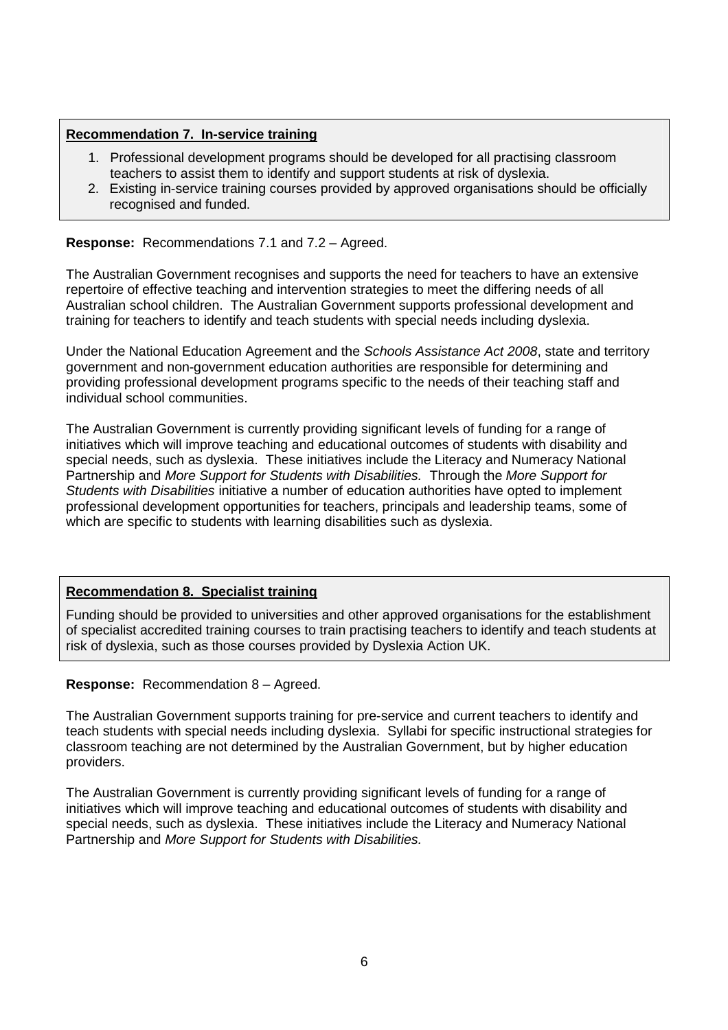**<u>Recommendation 7. In-service training</u>**

1. Professional development programs should be developed for all practising classroom teachers to assist them to identify and support students at risk of dyslexia.
2. Existing in-service training courses provided by approved organisations should be officially recognised and funded.

**Response:** Recommendations 7.1 and 7.2 – Agreed.

The Australian Government recognises and supports the need for teachers to have an extensive repertoire of effective teaching and intervention strategies to meet the differing needs of all Australian school children. The Australian Government supports professional development and training for teachers to identify and teach students with special needs including dyslexia.

Under the National Education Agreement and the *Schools Assistance Act 2008*, state and territory government and non-government education authorities are responsible for determining and providing professional development programs specific to the needs of their teaching staff and individual school communities.

The Australian Government is currently providing significant levels of funding for a range of initiatives which will improve teaching and educational outcomes of students with disability and special needs, such as dyslexia. These initiatives include the Literacy and Numeracy National Partnership and *More Support for Students with Disabilities.* Through the *More Support for Students with Disabilities* initiative a number of education authorities have opted to implement professional development opportunities for teachers, principals and leadership teams, some of which are specific to students with learning disabilities such as dyslexia.

**<u>Recommendation 8. Specialist training</u>**

Funding should be provided to universities and other approved organisations for the establishment of specialist accredited training courses to train practising teachers to identify and teach students at risk of dyslexia, such as those courses provided by Dyslexia Action UK.

**Response:** Recommendation 8 – Agreed.

The Australian Government supports training for pre-service and current teachers to identify and teach students with special needs including dyslexia. Syllabi for specific instructional strategies for classroom teaching are not determined by the Australian Government, but by higher education providers.

The Australian Government is currently providing significant levels of funding for a range of initiatives which will improve teaching and educational outcomes of students with disability and special needs, such as dyslexia. These initiatives include the Literacy and Numeracy National Partnership and *More Support for Students with Disabilities.*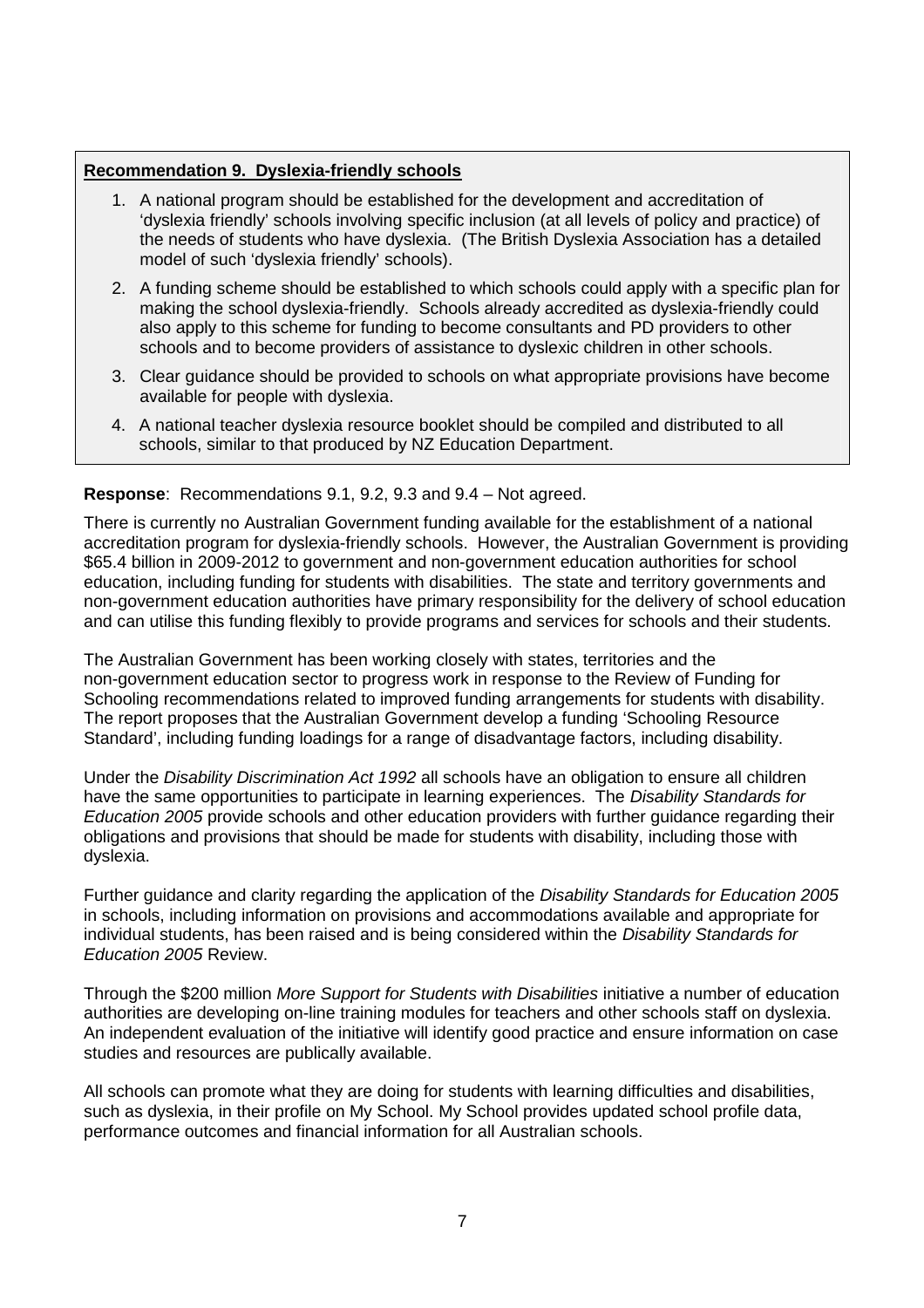**Recommendation 9. Dyslexia-friendly schools**

1. A national program should be established for the development and accreditation of 'dyslexia friendly' schools involving specific inclusion (at all levels of policy and practice) of the needs of students who have dyslexia. (The British Dyslexia Association has a detailed model of such 'dyslexia friendly' schools).
2. A funding scheme should be established to which schools could apply with a specific plan for making the school dyslexia-friendly. Schools already accredited as dyslexia-friendly could also apply to this scheme for funding to become consultants and PD providers to other schools and to become providers of assistance to dyslexic children in other schools.
3. Clear guidance should be provided to schools on what appropriate provisions have become available for people with dyslexia.
4. A national teacher dyslexia resource booklet should be compiled and distributed to all schools, similar to that produced by NZ Education Department.

**Response**: Recommendations 9.1, 9.2, 9.3 and 9.4 – Not agreed.

There is currently no Australian Government funding available for the establishment of a national accreditation program for dyslexia-friendly schools. However, the Australian Government is providing $65.4 billion in 2009-2012 to government and non-government education authorities for school education, including funding for students with disabilities. The state and territory governments and non-government education authorities have primary responsibility for the delivery of school education and can utilise this funding flexibly to provide programs and services for schools and their students.

The Australian Government has been working closely with states, territories and the non-government education sector to progress work in response to the Review of Funding for Schooling recommendations related to improved funding arrangements for students with disability. The report proposes that the Australian Government develop a funding 'Schooling Resource Standard', including funding loadings for a range of disadvantage factors, including disability.

Under the *Disability Discrimination Act 1992* all schools have an obligation to ensure all children have the same opportunities to participate in learning experiences. The *Disability Standards for Education 2005* provide schools and other education providers with further guidance regarding their obligations and provisions that should be made for students with disability, including those with dyslexia.

Further guidance and clarity regarding the application of the *Disability Standards for Education 2005* in schools, including information on provisions and accommodations available and appropriate for individual students, has been raised and is being considered within the *Disability Standards for Education 2005* Review.

Through the $200 million *More Support for Students with Disabilities* initiative a number of education authorities are developing on-line training modules for teachers and other schools staff on dyslexia. An independent evaluation of the initiative will identify good practice and ensure information on case studies and resources are publically available.

All schools can promote what they are doing for students with learning difficulties and disabilities, such as dyslexia, in their profile on My School. My School provides updated school profile data, performance outcomes and financial information for all Australian schools.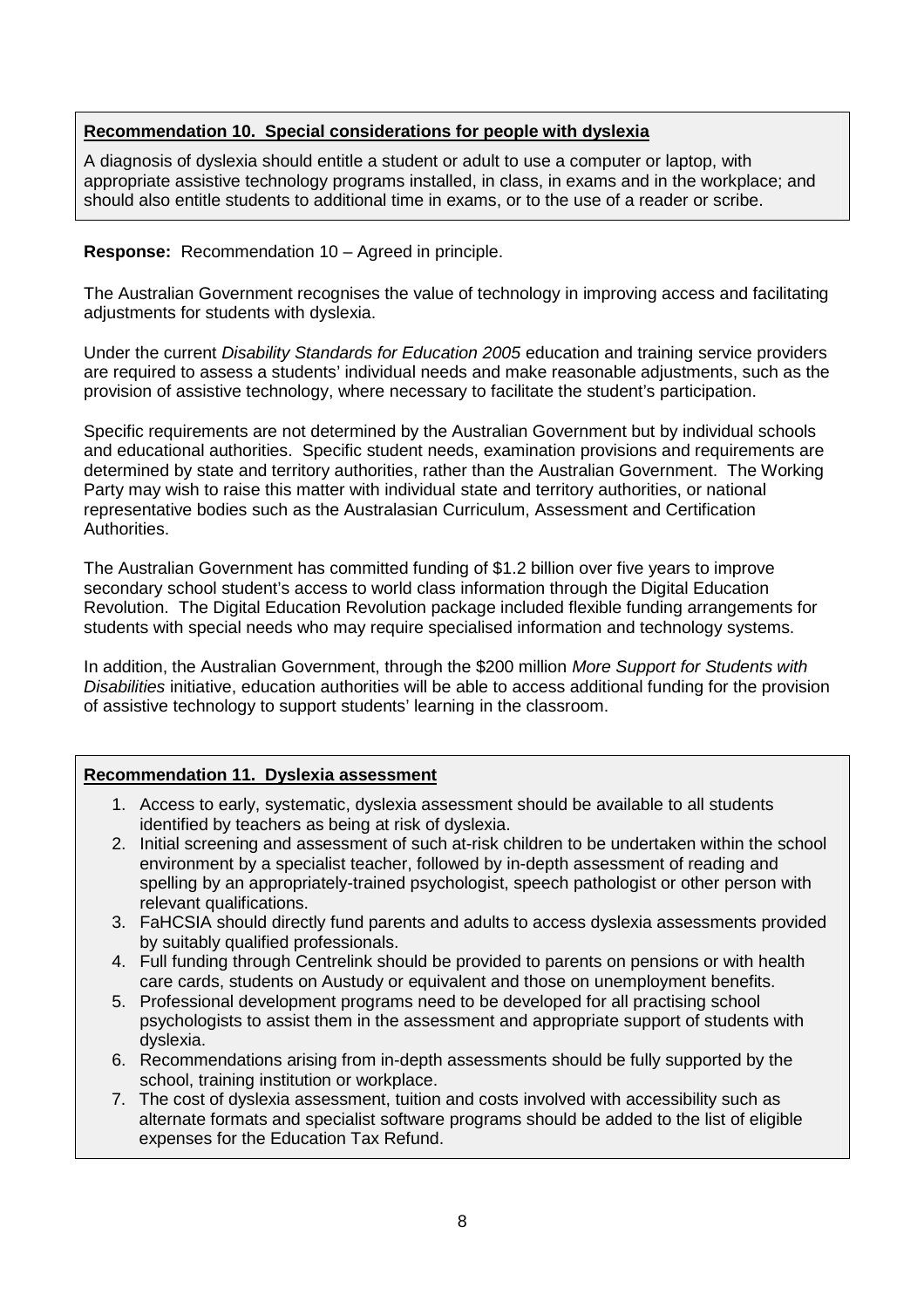**Recommendation 10. Special considerations for people with dyslexia**

A diagnosis of dyslexia should entitle a student or adult to use a computer or laptop, with appropriate assistive technology programs installed, in class, in exams and in the workplace; and should also entitle students to additional time in exams, or to the use of a reader or scribe.

**Response:** Recommendation 10 – Agreed in principle.

The Australian Government recognises the value of technology in improving access and facilitating adjustments for students with dyslexia.

Under the current *Disability Standards for Education 2005* education and training service providers are required to assess a students' individual needs and make reasonable adjustments, such as the provision of assistive technology, where necessary to facilitate the student's participation.

Specific requirements are not determined by the Australian Government but by individual schools and educational authorities. Specific student needs, examination provisions and requirements are determined by state and territory authorities, rather than the Australian Government. The Working Party may wish to raise this matter with individual state and territory authorities, or national representative bodies such as the Australasian Curriculum, Assessment and Certification Authorities.

The Australian Government has committed funding of $1.2 billion over five years to improve secondary school student's access to world class information through the Digital Education Revolution. The Digital Education Revolution package included flexible funding arrangements for students with special needs who may require specialised information and technology systems.

In addition, the Australian Government, through the $200 million *More Support for Students with Disabilities* initiative, education authorities will be able to access additional funding for the provision of assistive technology to support students' learning in the classroom.

**Recommendation 11. Dyslexia assessment**

1. Access to early, systematic, dyslexia assessment should be available to all students identified by teachers as being at risk of dyslexia.
2. Initial screening and assessment of such at-risk children to be undertaken within the school environment by a specialist teacher, followed by in-depth assessment of reading and spelling by an appropriately-trained psychologist, speech pathologist or other person with relevant qualifications.
3. FaHCSIA should directly fund parents and adults to access dyslexia assessments provided by suitably qualified professionals.
4. Full funding through Centrelink should be provided to parents on pensions or with health care cards, students on Austudy or equivalent and those on unemployment benefits.
5. Professional development programs need to be developed for all practising school psychologists to assist them in the assessment and appropriate support of students with dyslexia.
6. Recommendations arising from in-depth assessments should be fully supported by the school, training institution or workplace.
7. The cost of dyslexia assessment, tuition and costs involved with accessibility such as alternate formats and specialist software programs should be added to the list of eligible expenses for the Education Tax Refund.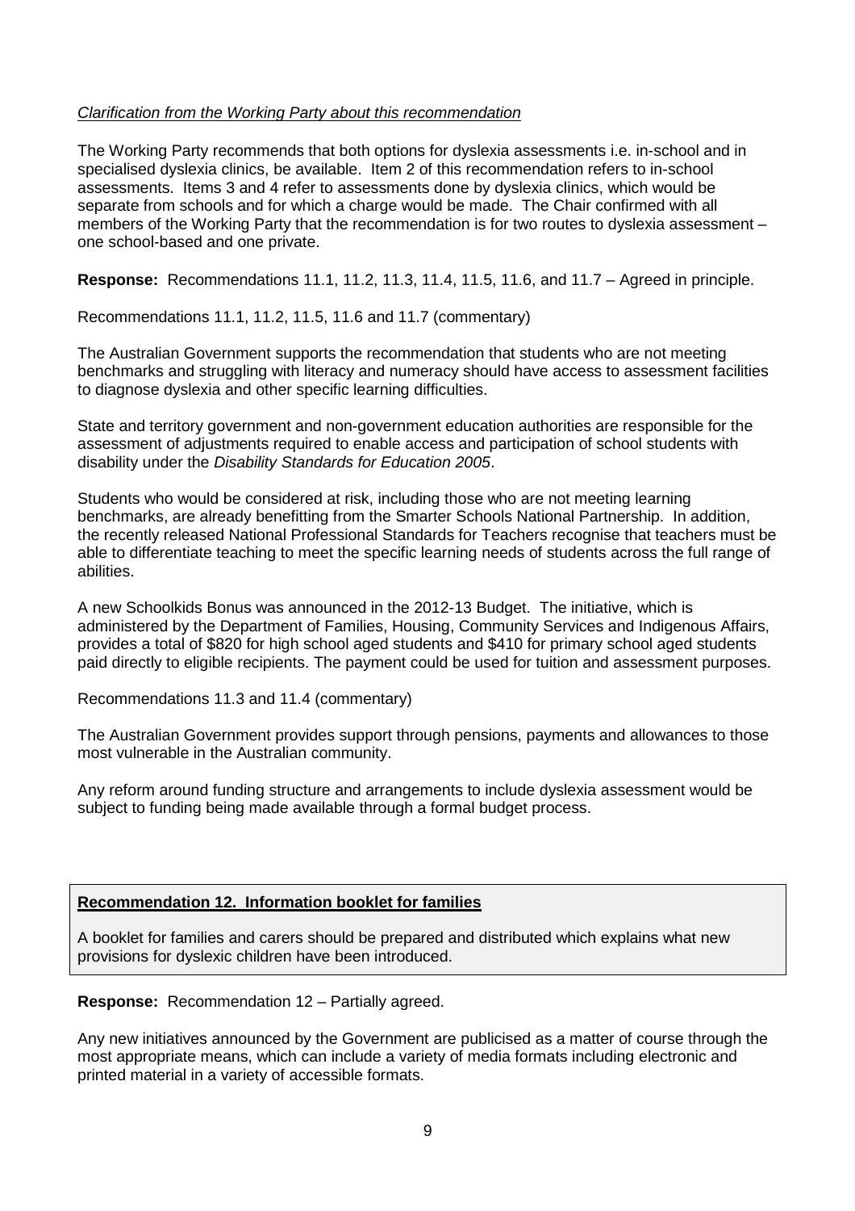*Clarification from the Working Party about this recommendation*

The Working Party recommends that both options for dyslexia assessments i.e. in-school and in specialised dyslexia clinics, be available. Item 2 of this recommendation refers to in-school assessments. Items 3 and 4 refer to assessments done by dyslexia clinics, which would be separate from schools and for which a charge would be made. The Chair confirmed with all members of the Working Party that the recommendation is for two routes to dyslexia assessment – one school-based and one private.

**Response:** Recommendations 11.1, 11.2, 11.3, 11.4, 11.5, 11.6, and 11.7 – Agreed in principle.

Recommendations 11.1, 11.2, 11.5, 11.6 and 11.7 (commentary)

The Australian Government supports the recommendation that students who are not meeting benchmarks and struggling with literacy and numeracy should have access to assessment facilities to diagnose dyslexia and other specific learning difficulties.

State and territory government and non-government education authorities are responsible for the assessment of adjustments required to enable access and participation of school students with disability under the *Disability Standards for Education 2005*.

Students who would be considered at risk, including those who are not meeting learning benchmarks, are already benefitting from the Smarter Schools National Partnership. In addition, the recently released National Professional Standards for Teachers recognise that teachers must be able to differentiate teaching to meet the specific learning needs of students across the full range of abilities.

A new Schoolkids Bonus was announced in the 2012-13 Budget. The initiative, which is administered by the Department of Families, Housing, Community Services and Indigenous Affairs, provides a total of $820 for high school aged students and $410 for primary school aged students paid directly to eligible recipients. The payment could be used for tuition and assessment purposes.

Recommendations 11.3 and 11.4 (commentary)

The Australian Government provides support through pensions, payments and allowances to those most vulnerable in the Australian community.

Any reform around funding structure and arrangements to include dyslexia assessment would be subject to funding being made available through a formal budget process.

**Recommendation 12. Information booklet for families**

A booklet for families and carers should be prepared and distributed which explains what new provisions for dyslexic children have been introduced.

**Response:** Recommendation 12 – Partially agreed.

Any new initiatives announced by the Government are publicised as a matter of course through the most appropriate means, which can include a variety of media formats including electronic and printed material in a variety of accessible formats.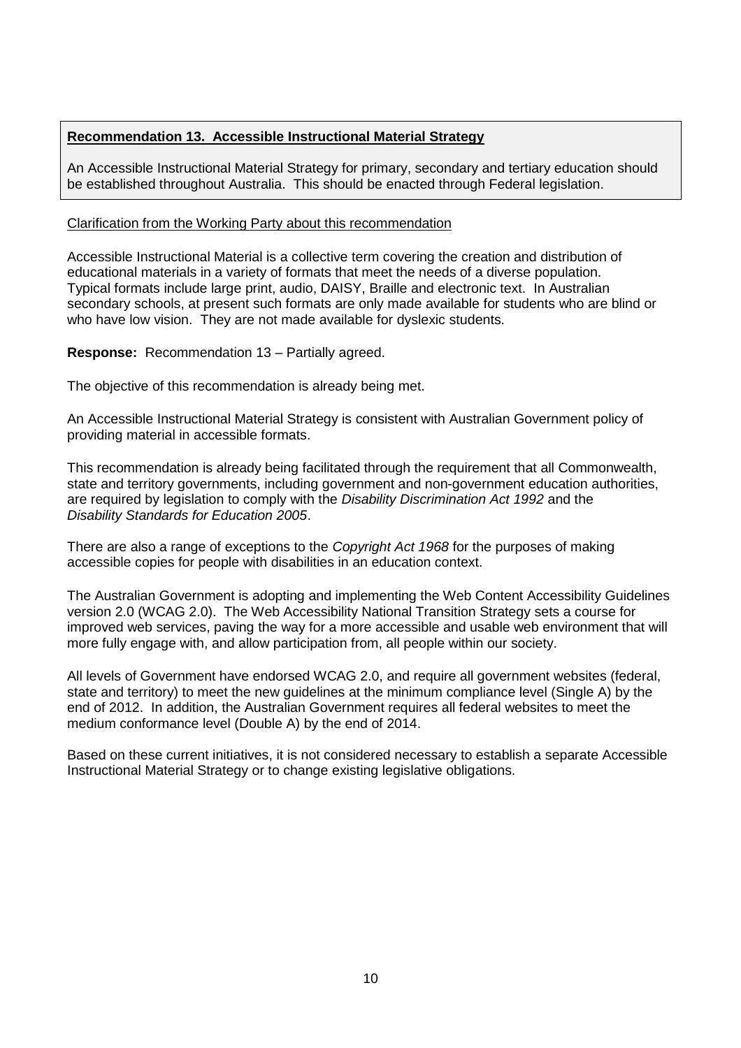**Recommendation 13. Accessible Instructional Material Strategy**

An Accessible Instructional Material Strategy for primary, secondary and tertiary education should be established throughout Australia. This should be enacted through Federal legislation.

Clarification from the Working Party about this recommendation

Accessible Instructional Material is a collective term covering the creation and distribution of educational materials in a variety of formats that meet the needs of a diverse population. Typical formats include large print, audio, DAISY, Braille and electronic text. In Australian secondary schools, at present such formats are only made available for students who are blind or who have low vision. They are not made available for dyslexic students.

**Response:** Recommendation 13 – Partially agreed.

The objective of this recommendation is already being met.

An Accessible Instructional Material Strategy is consistent with Australian Government policy of providing material in accessible formats.

This recommendation is already being facilitated through the requirement that all Commonwealth, state and territory governments, including government and non-government education authorities, are required by legislation to comply with the *Disability Discrimination Act 1992* and the *Disability Standards for Education 2005*.

There are also a range of exceptions to the *Copyright Act 1968* for the purposes of making accessible copies for people with disabilities in an education context.

The Australian Government is adopting and implementing the Web Content Accessibility Guidelines version 2.0 (WCAG 2.0). The Web Accessibility National Transition Strategy sets a course for improved web services, paving the way for a more accessible and usable web environment that will more fully engage with, and allow participation from, all people within our society.

All levels of Government have endorsed WCAG 2.0, and require all government websites (federal, state and territory) to meet the new guidelines at the minimum compliance level (Single A) by the end of 2012. In addition, the Australian Government requires all federal websites to meet the medium conformance level (Double A) by the end of 2014.

Based on these current initiatives, it is not considered necessary to establish a separate Accessible Instructional Material Strategy or to change existing legislative obligations.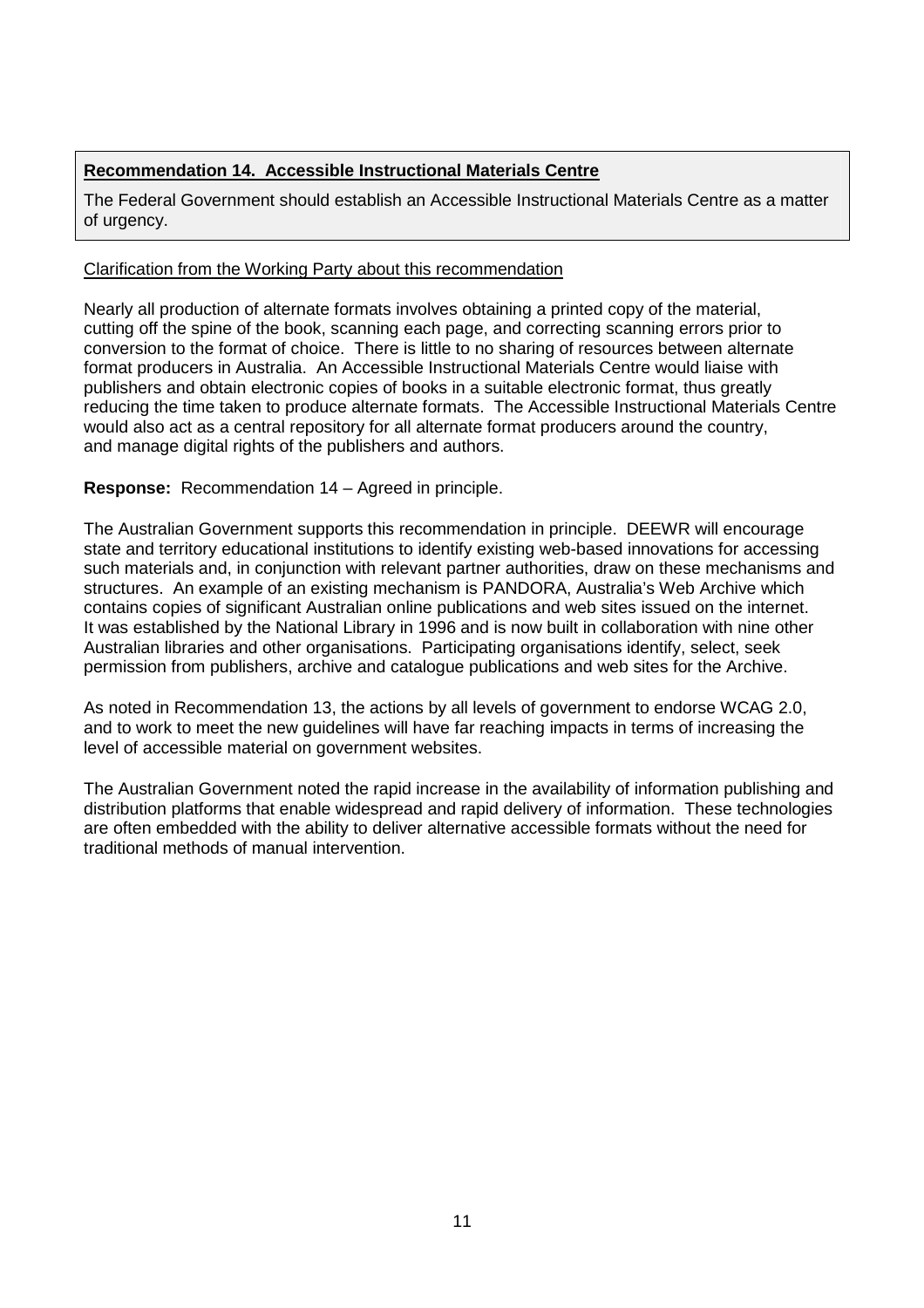**Recommendation 14. Accessible Instructional Materials Centre**

The Federal Government should establish an Accessible Instructional Materials Centre as a matter of urgency.

Clarification from the Working Party about this recommendation

Nearly all production of alternate formats involves obtaining a printed copy of the material, cutting off the spine of the book, scanning each page, and correcting scanning errors prior to conversion to the format of choice. There is little to no sharing of resources between alternate format producers in Australia. An Accessible Instructional Materials Centre would liaise with publishers and obtain electronic copies of books in a suitable electronic format, thus greatly reducing the time taken to produce alternate formats. The Accessible Instructional Materials Centre would also act as a central repository for all alternate format producers around the country, and manage digital rights of the publishers and authors.

**Response:** Recommendation 14 – Agreed in principle.

The Australian Government supports this recommendation in principle. DEEWR will encourage state and territory educational institutions to identify existing web-based innovations for accessing such materials and, in conjunction with relevant partner authorities, draw on these mechanisms and structures. An example of an existing mechanism is PANDORA, Australia's Web Archive which contains copies of significant Australian online publications and web sites issued on the internet. It was established by the National Library in 1996 and is now built in collaboration with nine other Australian libraries and other organisations. Participating organisations identify, select, seek permission from publishers, archive and catalogue publications and web sites for the Archive.

As noted in Recommendation 13, the actions by all levels of government to endorse WCAG 2.0, and to work to meet the new guidelines will have far reaching impacts in terms of increasing the level of accessible material on government websites.

The Australian Government noted the rapid increase in the availability of information publishing and distribution platforms that enable widespread and rapid delivery of information. These technologies are often embedded with the ability to deliver alternative accessible formats without the need for traditional methods of manual intervention.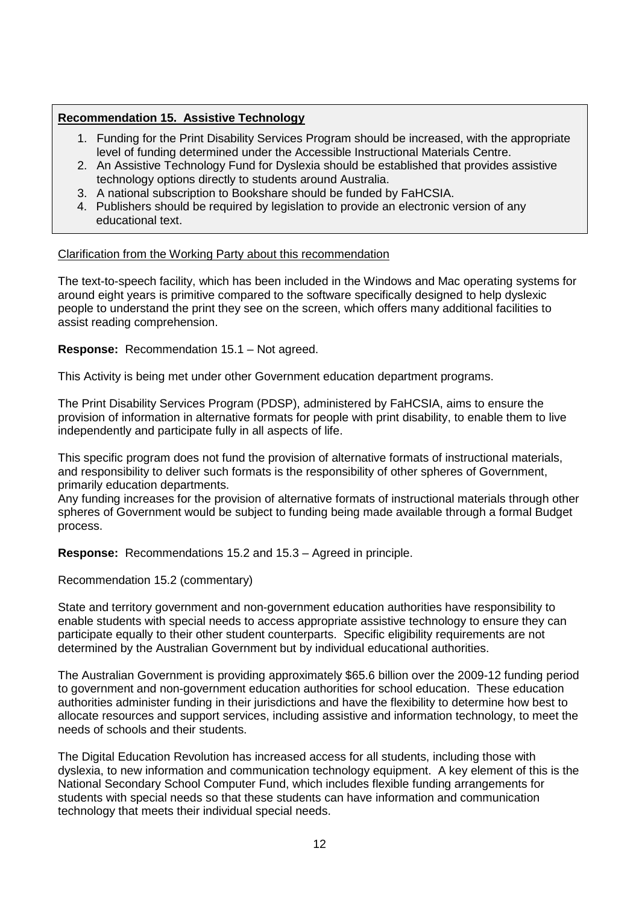**Recommendation 15. Assistive Technology**

1. Funding for the Print Disability Services Program should be increased, with the appropriate level of funding determined under the Accessible Instructional Materials Centre.
2. An Assistive Technology Fund for Dyslexia should be established that provides assistive technology options directly to students around Australia.
3. A national subscription to Bookshare should be funded by FaHCSIA.
4. Publishers should be required by legislation to provide an electronic version of any educational text.

Clarification from the Working Party about this recommendation

The text-to-speech facility, which has been included in the Windows and Mac operating systems for around eight years is primitive compared to the software specifically designed to help dyslexic people to understand the print they see on the screen, which offers many additional facilities to assist reading comprehension.

**Response:** Recommendation 15.1 – Not agreed.

This Activity is being met under other Government education department programs.

The Print Disability Services Program (PDSP), administered by FaHCSIA, aims to ensure the provision of information in alternative formats for people with print disability, to enable them to live independently and participate fully in all aspects of life.

This specific program does not fund the provision of alternative formats of instructional materials, and responsibility to deliver such formats is the responsibility of other spheres of Government, primarily education departments.

Any funding increases for the provision of alternative formats of instructional materials through other spheres of Government would be subject to funding being made available through a formal Budget process.

**Response:** Recommendations 15.2 and 15.3 – Agreed in principle.

Recommendation 15.2 (commentary)

State and territory government and non-government education authorities have responsibility to enable students with special needs to access appropriate assistive technology to ensure they can participate equally to their other student counterparts. Specific eligibility requirements are not determined by the Australian Government but by individual educational authorities.

The Australian Government is providing approximately $65.6 billion over the 2009-12 funding period to government and non-government education authorities for school education. These education authorities administer funding in their jurisdictions and have the flexibility to determine how best to allocate resources and support services, including assistive and information technology, to meet the needs of schools and their students.

The Digital Education Revolution has increased access for all students, including those with dyslexia, to new information and communication technology equipment. A key element of this is the National Secondary School Computer Fund, which includes flexible funding arrangements for students with special needs so that these students can have information and communication technology that meets their individual special needs.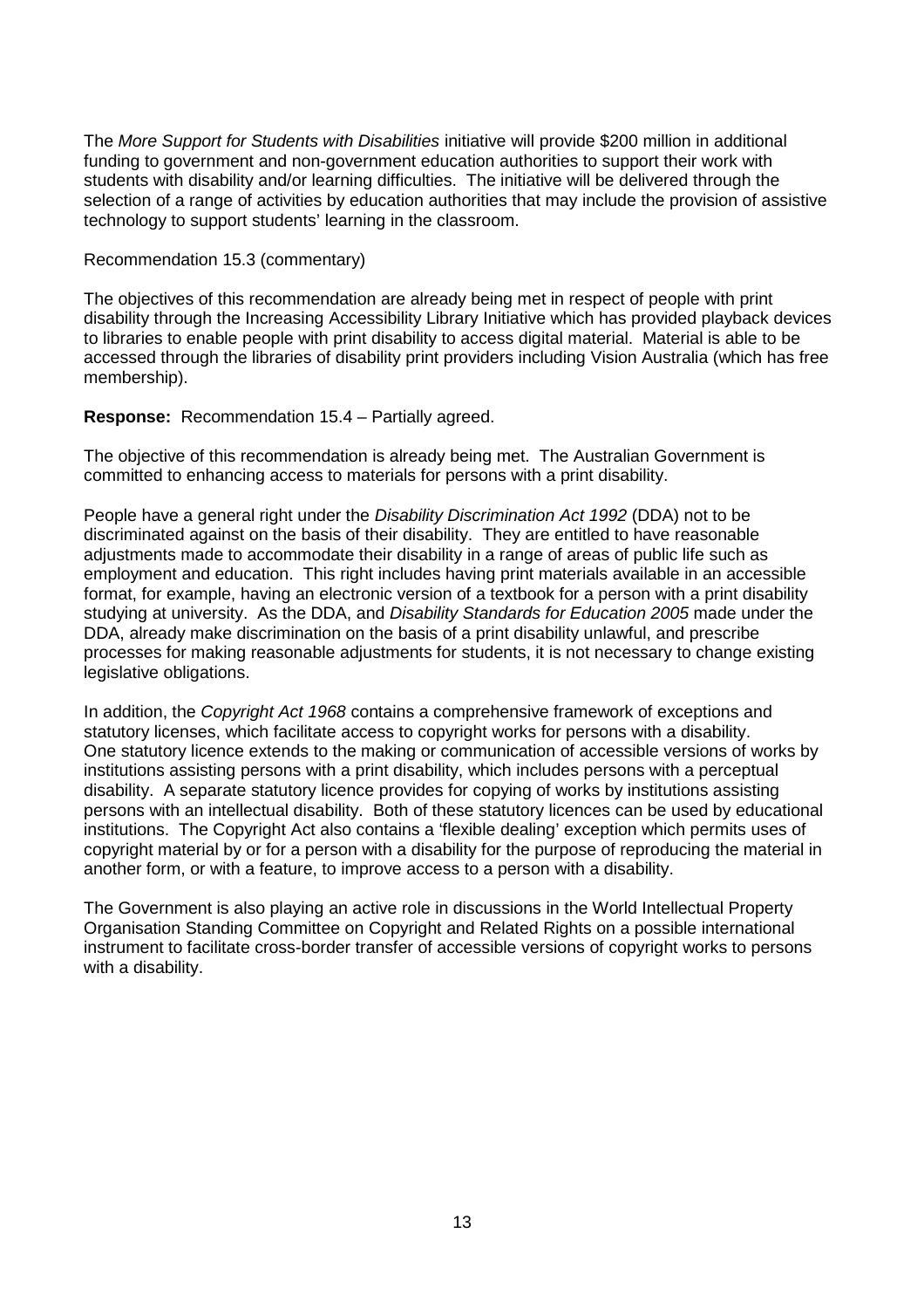The *More Support for Students with Disabilities* initiative will provide $200 million in additional funding to government and non-government education authorities to support their work with students with disability and/or learning difficulties. The initiative will be delivered through the selection of a range of activities by education authorities that may include the provision of assistive technology to support students' learning in the classroom.

Recommendation 15.3 (commentary)

The objectives of this recommendation are already being met in respect of people with print disability through the Increasing Accessibility Library Initiative which has provided playback devices to libraries to enable people with print disability to access digital material. Material is able to be accessed through the libraries of disability print providers including Vision Australia (which has free membership).

**Response:** Recommendation 15.4 – Partially agreed.

The objective of this recommendation is already being met. The Australian Government is committed to enhancing access to materials for persons with a print disability.

People have a general right under the *Disability Discrimination Act 1992* (DDA) not to be discriminated against on the basis of their disability. They are entitled to have reasonable adjustments made to accommodate their disability in a range of areas of public life such as employment and education. This right includes having print materials available in an accessible format, for example, having an electronic version of a textbook for a person with a print disability studying at university. As the DDA, and *Disability Standards for Education 2005* made under the DDA, already make discrimination on the basis of a print disability unlawful, and prescribe processes for making reasonable adjustments for students, it is not necessary to change existing legislative obligations.

In addition, the *Copyright Act 1968* contains a comprehensive framework of exceptions and statutory licenses, which facilitate access to copyright works for persons with a disability. One statutory licence extends to the making or communication of accessible versions of works by institutions assisting persons with a print disability, which includes persons with a perceptual disability. A separate statutory licence provides for copying of works by institutions assisting persons with an intellectual disability. Both of these statutory licences can be used by educational institutions. The Copyright Act also contains a 'flexible dealing' exception which permits uses of copyright material by or for a person with a disability for the purpose of reproducing the material in another form, or with a feature, to improve access to a person with a disability.

The Government is also playing an active role in discussions in the World Intellectual Property Organisation Standing Committee on Copyright and Related Rights on a possible international instrument to facilitate cross-border transfer of accessible versions of copyright works to persons with a disability.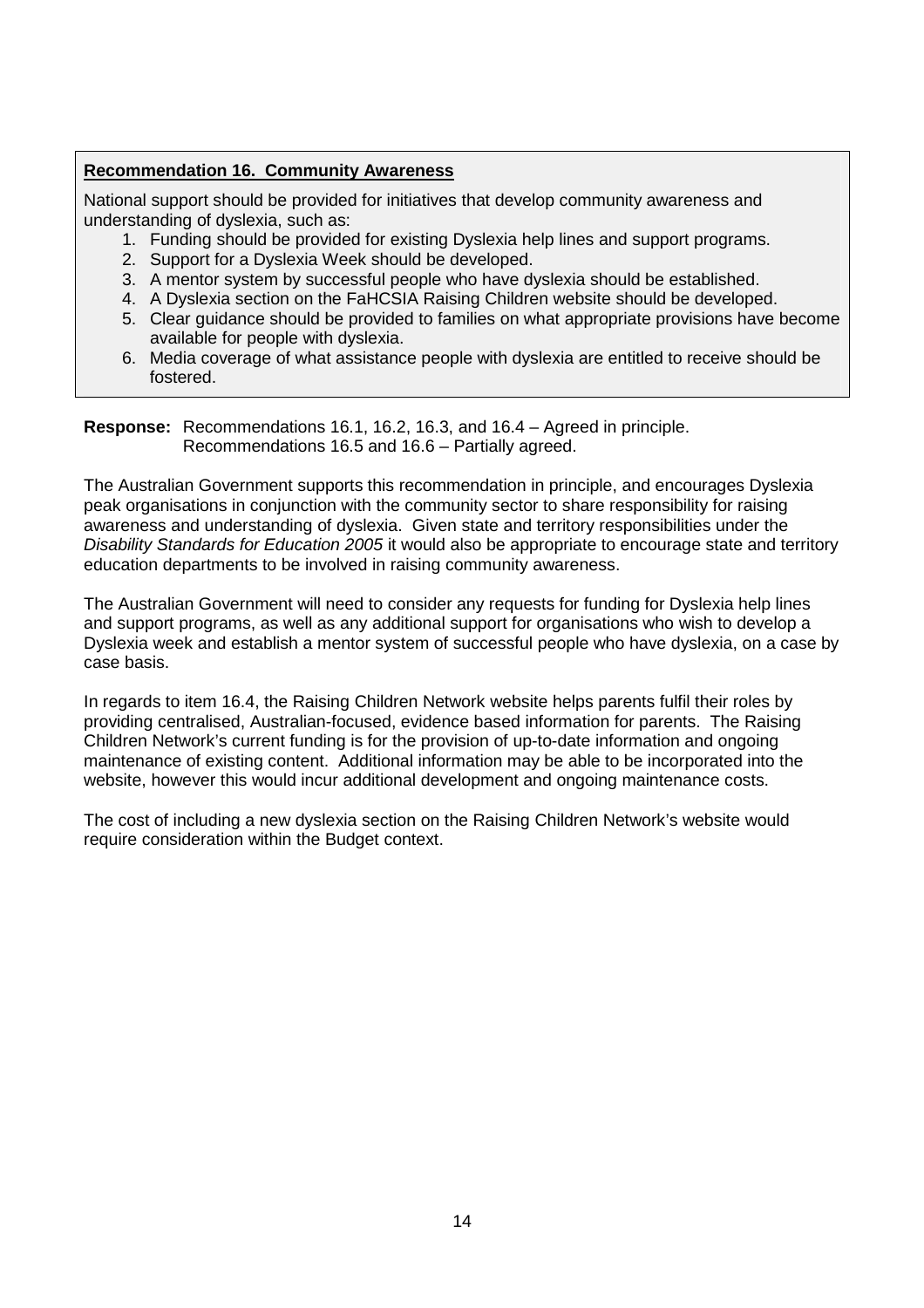**Recommendation 16. Community Awareness**

National support should be provided for initiatives that develop community awareness and understanding of dyslexia, such as:

1. Funding should be provided for existing Dyslexia help lines and support programs.
2. Support for a Dyslexia Week should be developed.
3. A mentor system by successful people who have dyslexia should be established.
4. A Dyslexia section on the FaHCSIA Raising Children website should be developed.
5. Clear guidance should be provided to families on what appropriate provisions have become available for people with dyslexia.
6. Media coverage of what assistance people with dyslexia are entitled to receive should be fostered.

**Response:** Recommendations 16.1, 16.2, 16.3, and 16.4 – Agreed in principle.
Recommendations 16.5 and 16.6 – Partially agreed.

The Australian Government supports this recommendation in principle, and encourages Dyslexia peak organisations in conjunction with the community sector to share responsibility for raising awareness and understanding of dyslexia. Given state and territory responsibilities under the *Disability Standards for Education 2005* it would also be appropriate to encourage state and territory education departments to be involved in raising community awareness.

The Australian Government will need to consider any requests for funding for Dyslexia help lines and support programs, as well as any additional support for organisations who wish to develop a Dyslexia week and establish a mentor system of successful people who have dyslexia, on a case by case basis.

In regards to item 16.4, the Raising Children Network website helps parents fulfil their roles by providing centralised, Australian-focused, evidence based information for parents. The Raising Children Network's current funding is for the provision of up-to-date information and ongoing maintenance of existing content. Additional information may be able to be incorporated into the website, however this would incur additional development and ongoing maintenance costs.

The cost of including a new dyslexia section on the Raising Children Network's website would require consideration within the Budget context.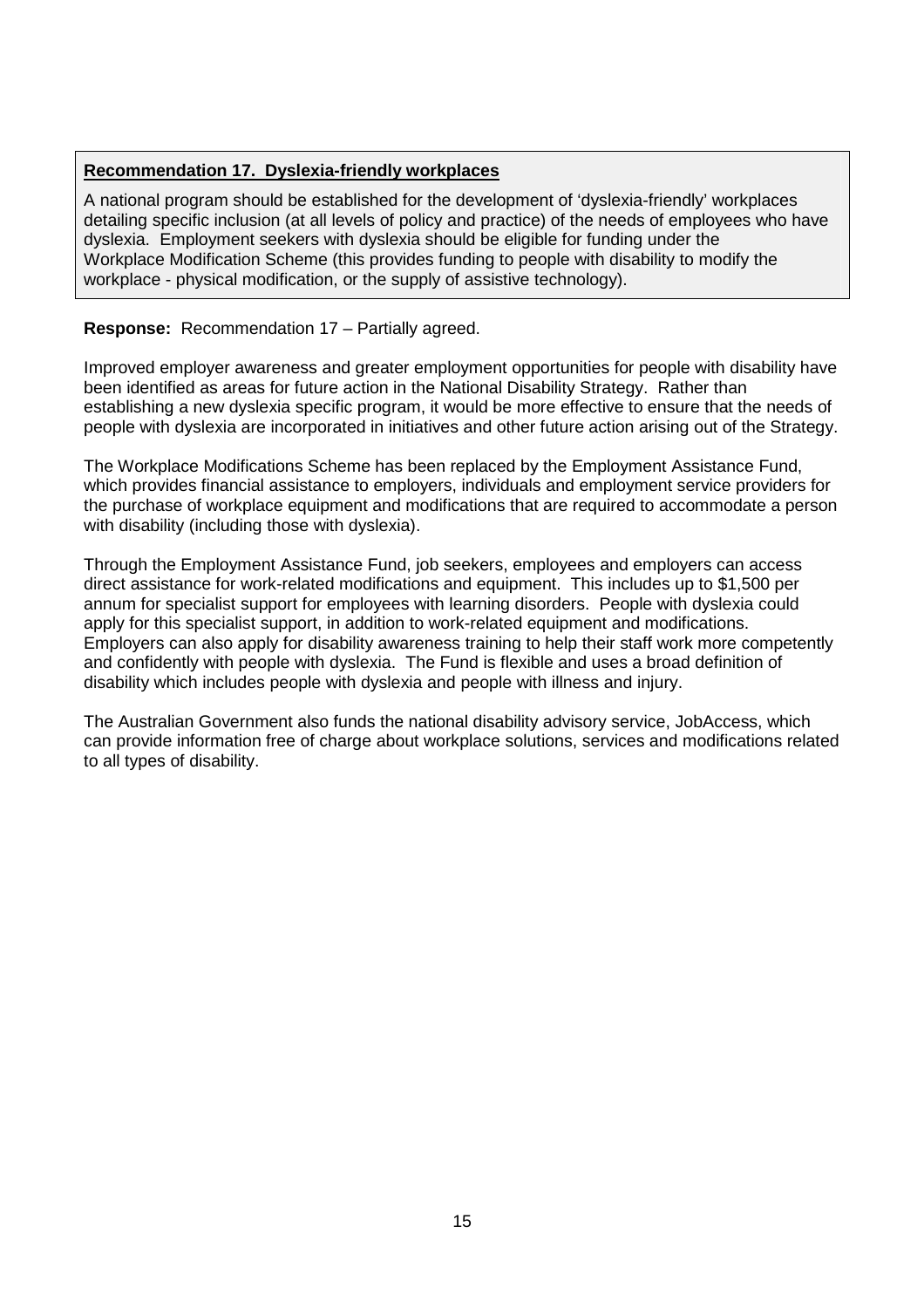**Recommendation 17. Dyslexia-friendly workplaces**

A national program should be established for the development of 'dyslexia-friendly' workplaces detailing specific inclusion (at all levels of policy and practice) of the needs of employees who have dyslexia. Employment seekers with dyslexia should be eligible for funding under the Workplace Modification Scheme (this provides funding to people with disability to modify the workplace - physical modification, or the supply of assistive technology).

**Response:** Recommendation 17 – Partially agreed.

Improved employer awareness and greater employment opportunities for people with disability have been identified as areas for future action in the National Disability Strategy. Rather than establishing a new dyslexia specific program, it would be more effective to ensure that the needs of people with dyslexia are incorporated in initiatives and other future action arising out of the Strategy.

The Workplace Modifications Scheme has been replaced by the Employment Assistance Fund, which provides financial assistance to employers, individuals and employment service providers for the purchase of workplace equipment and modifications that are required to accommodate a person with disability (including those with dyslexia).

Through the Employment Assistance Fund, job seekers, employees and employers can access direct assistance for work-related modifications and equipment. This includes up to $1,500 per annum for specialist support for employees with learning disorders. People with dyslexia could apply for this specialist support, in addition to work-related equipment and modifications. Employers can also apply for disability awareness training to help their staff work more competently and confidently with people with dyslexia. The Fund is flexible and uses a broad definition of disability which includes people with dyslexia and people with illness and injury.

The Australian Government also funds the national disability advisory service, JobAccess, which can provide information free of charge about workplace solutions, services and modifications related to all types of disability.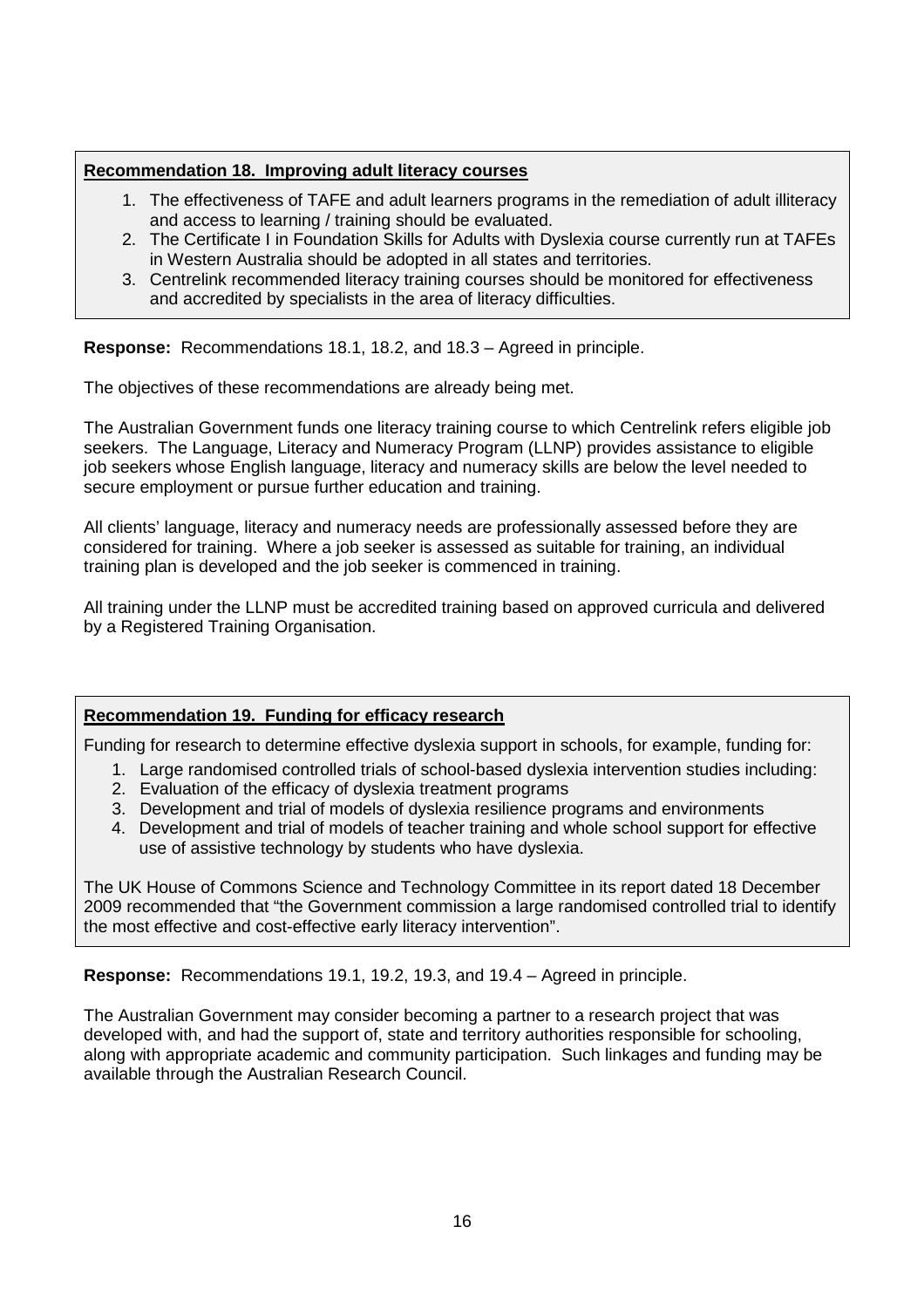**Recommendation 18. Improving adult literacy courses**

1. The effectiveness of TAFE and adult learners programs in the remediation of adult illiteracy and access to learning / training should be evaluated.
2. The Certificate I in Foundation Skills for Adults with Dyslexia course currently run at TAFEs in Western Australia should be adopted in all states and territories.
3. Centrelink recommended literacy training courses should be monitored for effectiveness and accredited by specialists in the area of literacy difficulties.

**Response:** Recommendations 18.1, 18.2, and 18.3 – Agreed in principle.

The objectives of these recommendations are already being met.

The Australian Government funds one literacy training course to which Centrelink refers eligible job seekers. The Language, Literacy and Numeracy Program (LLNP) provides assistance to eligible job seekers whose English language, literacy and numeracy skills are below the level needed to secure employment or pursue further education and training.

All clients' language, literacy and numeracy needs are professionally assessed before they are considered for training. Where a job seeker is assessed as suitable for training, an individual training plan is developed and the job seeker is commenced in training.

All training under the LLNP must be accredited training based on approved curricula and delivered by a Registered Training Organisation.

**Recommendation 19. Funding for efficacy research**

Funding for research to determine effective dyslexia support in schools, for example, funding for:

1. Large randomised controlled trials of school-based dyslexia intervention studies including:
2. Evaluation of the efficacy of dyslexia treatment programs
3. Development and trial of models of dyslexia resilience programs and environments
4. Development and trial of models of teacher training and whole school support for effective use of assistive technology by students who have dyslexia.

The UK House of Commons Science and Technology Committee in its report dated 18 December 2009 recommended that "the Government commission a large randomised controlled trial to identify the most effective and cost-effective early literacy intervention".

**Response:** Recommendations 19.1, 19.2, 19.3, and 19.4 – Agreed in principle.

The Australian Government may consider becoming a partner to a research project that was developed with, and had the support of, state and territory authorities responsible for schooling, along with appropriate academic and community participation. Such linkages and funding may be available through the Australian Research Council.